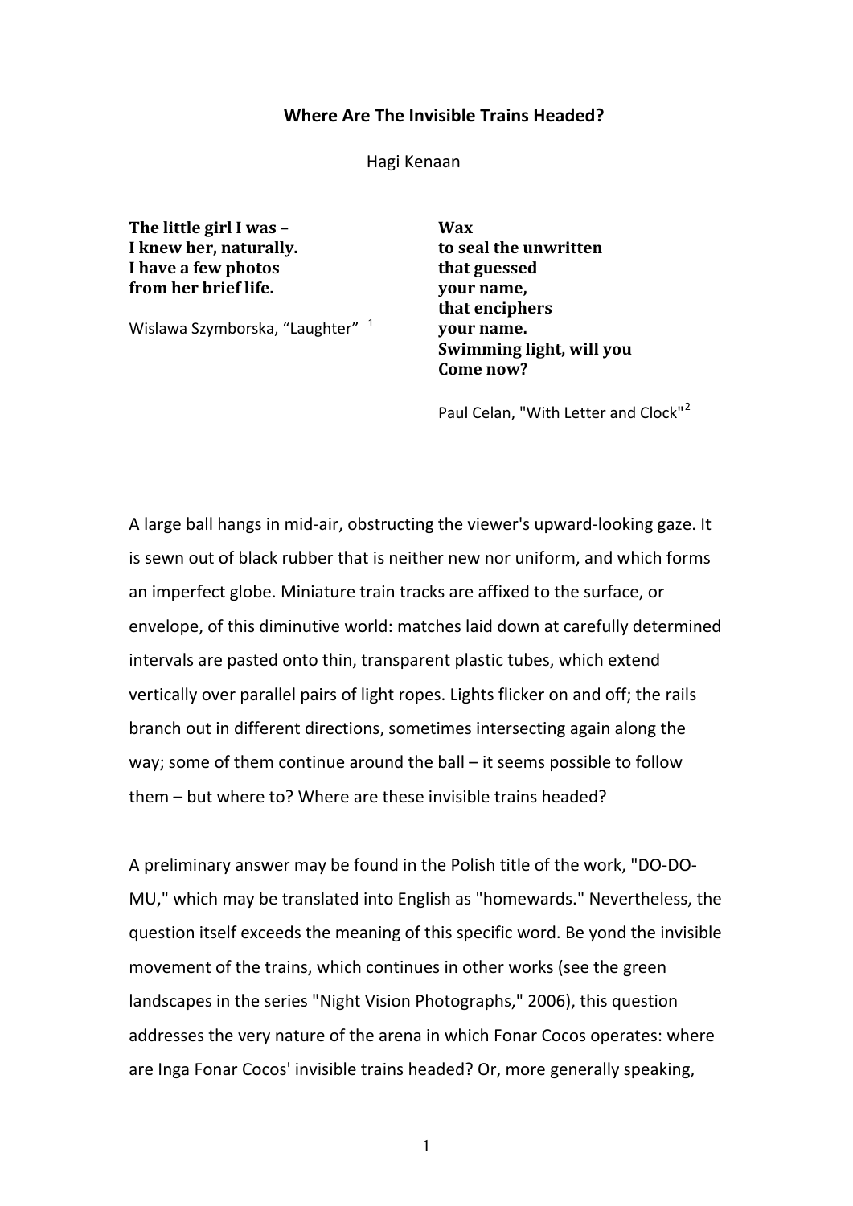# Where Are The Invisible Trains Headed?

Hagi Kenaan

**The little girl I was –**
**I knew her, naturally.**
**I have a few photos**
**from her brief life.**

Wislawa Szymborska, "Laughter" [1]

**Wax**
**to seal the unwritten**
**that guessed**
**your name,**
**that enciphers**
**your name.**
**Swimming light, will you**
**Come now?**

Paul Celan, "With Letter and Clock" [2]

A large ball hangs in mid-air, obstructing the viewer's upward-looking gaze. It is sewn out of black rubber that is neither new nor uniform, and which forms an imperfect globe. Miniature train tracks are affixed to the surface, or envelope, of this diminutive world: matches laid down at carefully determined intervals are pasted onto thin, transparent plastic tubes, which extend vertically over parallel pairs of light ropes. Lights flicker on and off; the rails branch out in different directions, sometimes intersecting again along the way; some of them continue around the ball – it seems possible to follow them – but where to? Where are these invisible trains headed?

A preliminary answer may be found in the Polish title of the work, "DO-DO-MU," which may be translated into English as "homewards." Nevertheless, the question itself exceeds the meaning of this specific word. Be yond the invisible movement of the trains, which continues in other works (see the green landscapes in the series "Night Vision Photographs," 2006), this question addresses the very nature of the arena in which Fonar Cocos operates: where are Inga Fonar Cocos' invisible trains headed? Or, more generally speaking,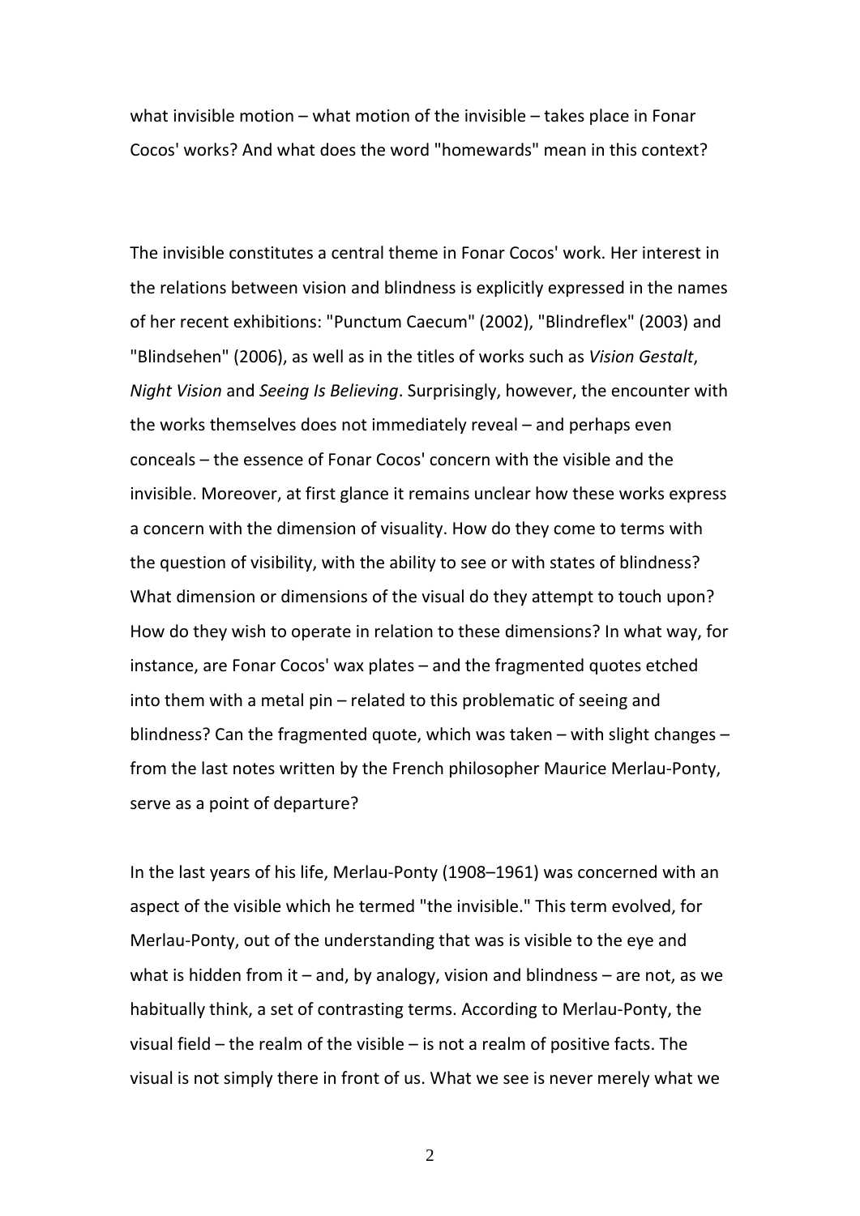what invisible motion – what motion of the invisible – takes place in Fonar Cocos' works? And what does the word "homewards" mean in this context?

The invisible constitutes a central theme in Fonar Cocos' work. Her interest in the relations between vision and blindness is explicitly expressed in the names of her recent exhibitions: "Punctum Caecum" (2002), "Blindreflex" (2003) and "Blindsehen" (2006), as well as in the titles of works such as *Vision Gestalt*, *Night Vision* and *Seeing Is Believing*. Surprisingly, however, the encounter with the works themselves does not immediately reveal – and perhaps even conceals – the essence of Fonar Cocos' concern with the visible and the invisible. Moreover, at first glance it remains unclear how these works express a concern with the dimension of visuality. How do they come to terms with the question of visibility, with the ability to see or with states of blindness? What dimension or dimensions of the visual do they attempt to touch upon? How do they wish to operate in relation to these dimensions? In what way, for instance, are Fonar Cocos' wax plates – and the fragmented quotes etched into them with a metal pin – related to this problematic of seeing and blindness? Can the fragmented quote, which was taken – with slight changes – from the last notes written by the French philosopher Maurice Merlau-Ponty, serve as a point of departure?

In the last years of his life, Merlau-Ponty (1908–1961) was concerned with an aspect of the visible which he termed "the invisible." This term evolved, for Merlau-Ponty, out of the understanding that was is visible to the eye and what is hidden from it – and, by analogy, vision and blindness – are not, as we habitually think, a set of contrasting terms. According to Merlau-Ponty, the visual field – the realm of the visible – is not a realm of positive facts. The visual is not simply there in front of us. What we see is never merely what we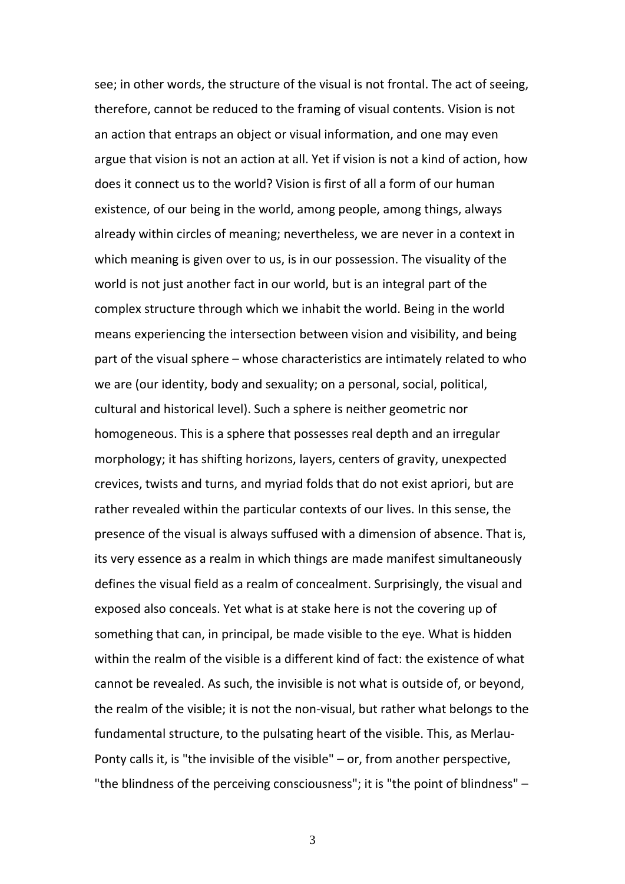see; in other words, the structure of the visual is not frontal. The act of seeing, therefore, cannot be reduced to the framing of visual contents. Vision is not an action that entraps an object or visual information, and one may even argue that vision is not an action at all. Yet if vision is not a kind of action, how does it connect us to the world? Vision is first of all a form of our human existence, of our being in the world, among people, among things, always already within circles of meaning; nevertheless, we are never in a context in which meaning is given over to us, is in our possession. The visuality of the world is not just another fact in our world, but is an integral part of the complex structure through which we inhabit the world. Being in the world means experiencing the intersection between vision and visibility, and being part of the visual sphere – whose characteristics are intimately related to who we are (our identity, body and sexuality; on a personal, social, political, cultural and historical level). Such a sphere is neither geometric nor homogeneous. This is a sphere that possesses real depth and an irregular morphology; it has shifting horizons, layers, centers of gravity, unexpected crevices, twists and turns, and myriad folds that do not exist apriori, but are rather revealed within the particular contexts of our lives. In this sense, the presence of the visual is always suffused with a dimension of absence. That is, its very essence as a realm in which things are made manifest simultaneously defines the visual field as a realm of concealment. Surprisingly, the visual and exposed also conceals. Yet what is at stake here is not the covering up of something that can, in principal, be made visible to the eye. What is hidden within the realm of the visible is a different kind of fact: the existence of what cannot be revealed. As such, the invisible is not what is outside of, or beyond, the realm of the visible; it is not the non-visual, but rather what belongs to the fundamental structure, to the pulsating heart of the visible. This, as Merlau-Ponty calls it, is "the invisible of the visible" – or, from another perspective, "the blindness of the perceiving consciousness"; it is "the point of blindness" –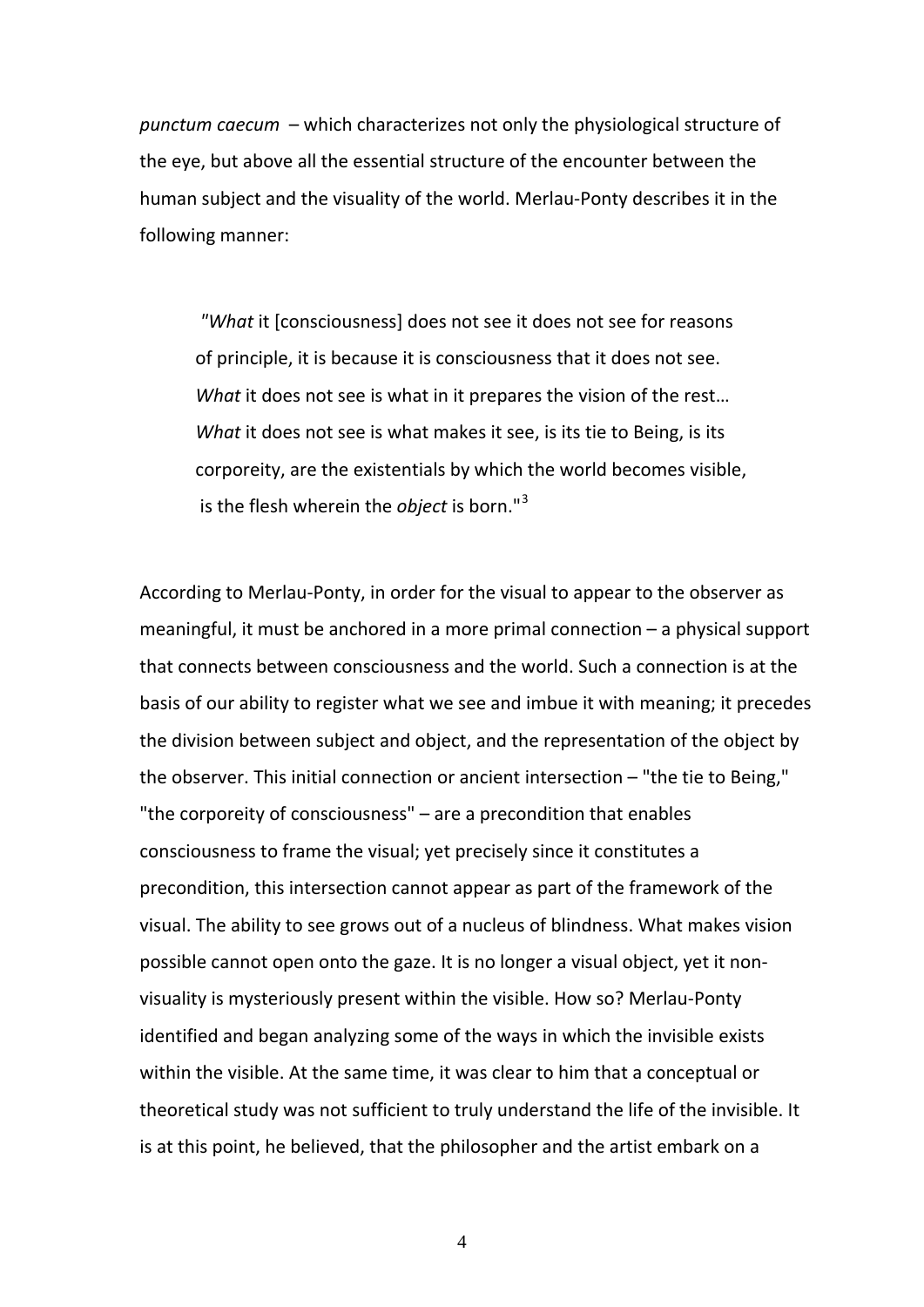*punctum caecum* – which characterizes not only the physiological structure of the eye, but above all the essential structure of the encounter between the human subject and the visuality of the world. Merlau-Ponty describes it in the following manner:

> "*What* it [consciousness] does not see it does not see for reasons of principle, it is because it is consciousness that it does not see. *What* it does not see is what in it prepares the vision of the rest… *What* it does not see is what makes it see, is its tie to Being, is its corporeity, are the existentials by which the world becomes visible, is the flesh wherein the *object* is born."[3]

According to Merlau-Ponty, in order for the visual to appear to the observer as meaningful, it must be anchored in a more primal connection – a physical support that connects between consciousness and the world. Such a connection is at the basis of our ability to register what we see and imbue it with meaning; it precedes the division between subject and object, and the representation of the object by the observer. This initial connection or ancient intersection – "the tie to Being," "the corporeity of consciousness" – are a precondition that enables consciousness to frame the visual; yet precisely since it constitutes a precondition, this intersection cannot appear as part of the framework of the visual. The ability to see grows out of a nucleus of blindness. What makes vision possible cannot open onto the gaze. It is no longer a visual object, yet it non-visuality is mysteriously present within the visible. How so? Merlau-Ponty identified and began analyzing some of the ways in which the invisible exists within the visible. At the same time, it was clear to him that a conceptual or theoretical study was not sufficient to truly understand the life of the invisible. It is at this point, he believed, that the philosopher and the artist embark on a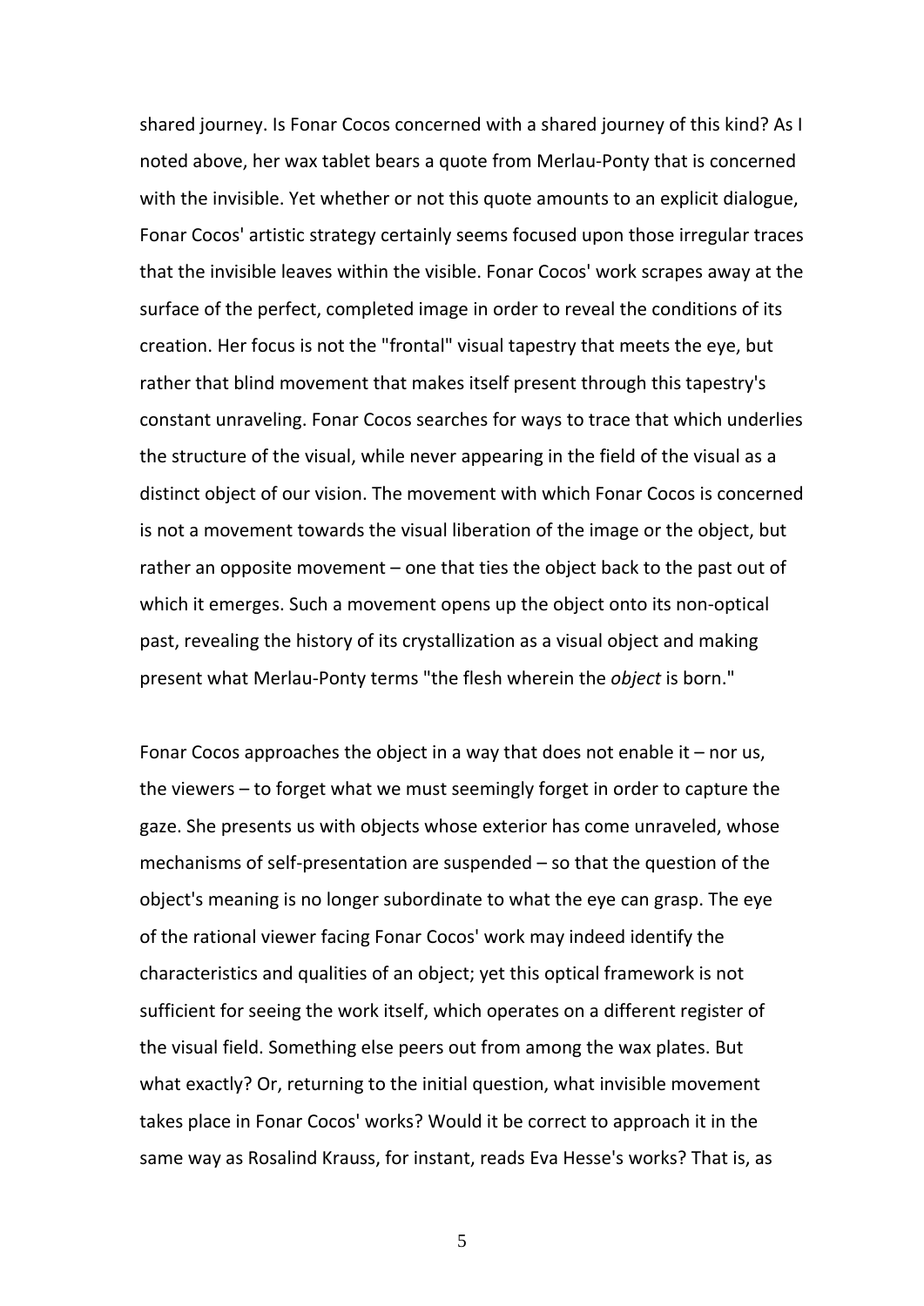shared journey. Is Fonar Cocos concerned with a shared journey of this kind? As I noted above, her wax tablet bears a quote from Merlau-Ponty that is concerned with the invisible. Yet whether or not this quote amounts to an explicit dialogue, Fonar Cocos' artistic strategy certainly seems focused upon those irregular traces that the invisible leaves within the visible. Fonar Cocos' work scrapes away at the surface of the perfect, completed image in order to reveal the conditions of its creation. Her focus is not the "frontal" visual tapestry that meets the eye, but rather that blind movement that makes itself present through this tapestry's constant unraveling. Fonar Cocos searches for ways to trace that which underlies the structure of the visual, while never appearing in the field of the visual as a distinct object of our vision. The movement with which Fonar Cocos is concerned is not a movement towards the visual liberation of the image or the object, but rather an opposite movement – one that ties the object back to the past out of which it emerges. Such a movement opens up the object onto its non-optical past, revealing the history of its crystallization as a visual object and making present what Merlau-Ponty terms "the flesh wherein the *object* is born."

Fonar Cocos approaches the object in a way that does not enable it – nor us, the viewers – to forget what we must seemingly forget in order to capture the gaze. She presents us with objects whose exterior has come unraveled, whose mechanisms of self-presentation are suspended – so that the question of the object's meaning is no longer subordinate to what the eye can grasp. The eye of the rational viewer facing Fonar Cocos' work may indeed identify the characteristics and qualities of an object; yet this optical framework is not sufficient for seeing the work itself, which operates on a different register of the visual field. Something else peers out from among the wax plates. But what exactly? Or, returning to the initial question, what invisible movement takes place in Fonar Cocos' works? Would it be correct to approach it in the same way as Rosalind Krauss, for instant, reads Eva Hesse's works? That is, as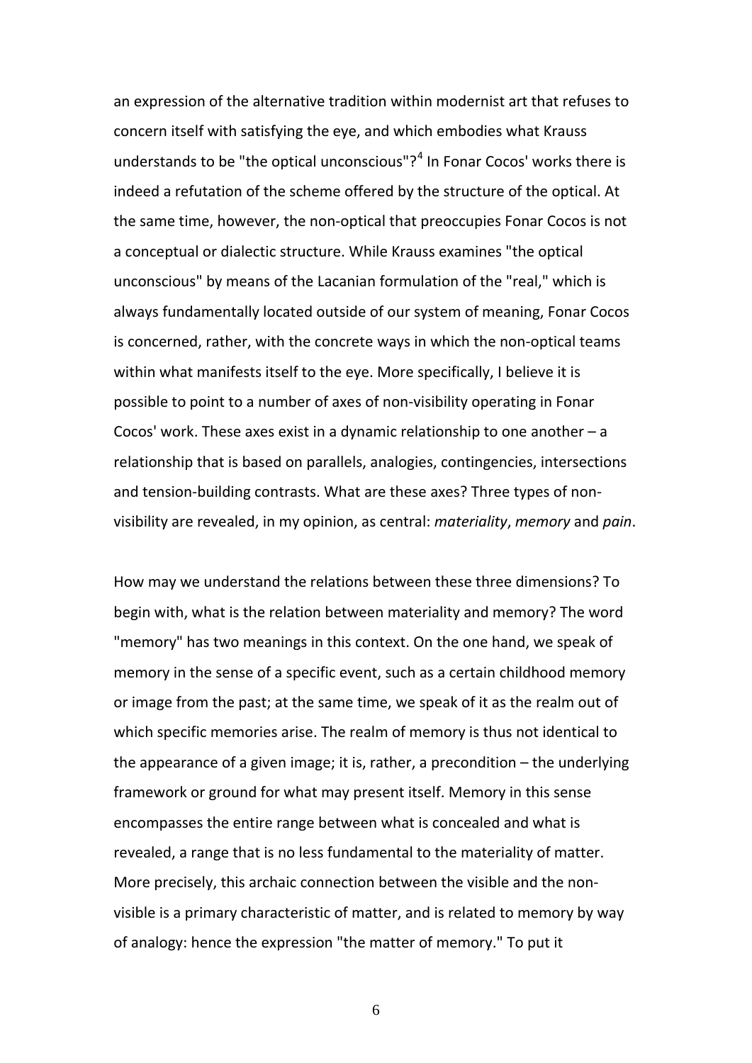an expression of the alternative tradition within modernist art that refuses to concern itself with satisfying the eye, and which embodies what Krauss understands to be "the optical unconscious"?[4] In Fonar Cocos' works there is indeed a refutation of the scheme offered by the structure of the optical. At the same time, however, the non-optical that preoccupies Fonar Cocos is not a conceptual or dialectic structure. While Krauss examines "the optical unconscious" by means of the Lacanian formulation of the "real," which is always fundamentally located outside of our system of meaning, Fonar Cocos is concerned, rather, with the concrete ways in which the non-optical teams within what manifests itself to the eye. More specifically, I believe it is possible to point to a number of axes of non-visibility operating in Fonar Cocos' work. These axes exist in a dynamic relationship to one another – a relationship that is based on parallels, analogies, contingencies, intersections and tension-building contrasts. What are these axes? Three types of non-visibility are revealed, in my opinion, as central: *materiality*, *memory* and *pain*.

How may we understand the relations between these three dimensions? To begin with, what is the relation between materiality and memory? The word "memory" has two meanings in this context. On the one hand, we speak of memory in the sense of a specific event, such as a certain childhood memory or image from the past; at the same time, we speak of it as the realm out of which specific memories arise. The realm of memory is thus not identical to the appearance of a given image; it is, rather, a precondition – the underlying framework or ground for what may present itself. Memory in this sense encompasses the entire range between what is concealed and what is revealed, a range that is no less fundamental to the materiality of matter. More precisely, this archaic connection between the visible and the non-visible is a primary characteristic of matter, and is related to memory by way of analogy: hence the expression "the matter of memory." To put it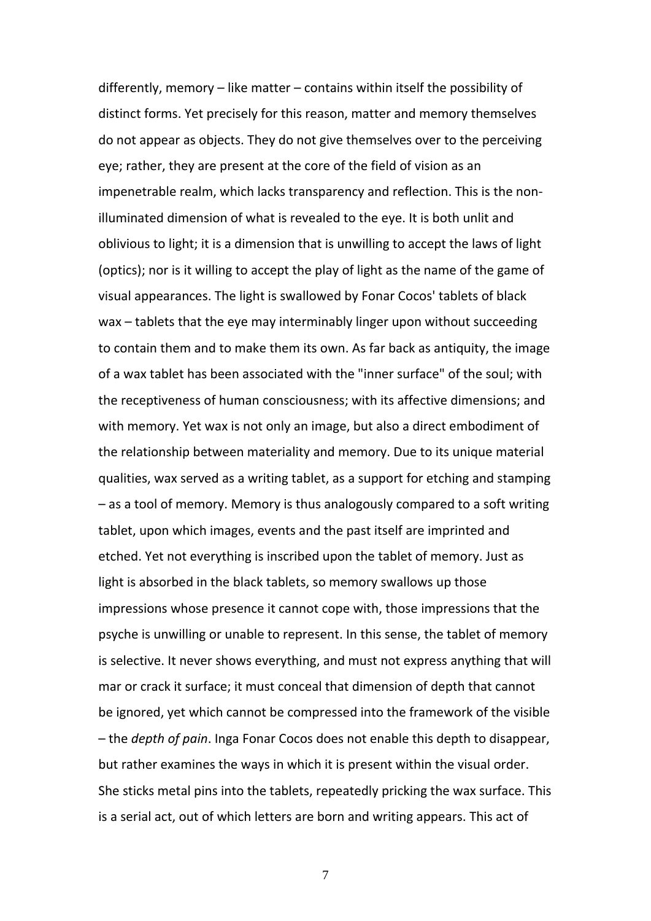differently, memory – like matter – contains within itself the possibility of distinct forms. Yet precisely for this reason, matter and memory themselves do not appear as objects. They do not give themselves over to the perceiving eye; rather, they are present at the core of the field of vision as an impenetrable realm, which lacks transparency and reflection. This is the non-illuminated dimension of what is revealed to the eye. It is both unlit and oblivious to light; it is a dimension that is unwilling to accept the laws of light (optics); nor is it willing to accept the play of light as the name of the game of visual appearances. The light is swallowed by Fonar Cocos' tablets of black wax – tablets that the eye may interminably linger upon without succeeding to contain them and to make them its own. As far back as antiquity, the image of a wax tablet has been associated with the "inner surface" of the soul; with the receptiveness of human consciousness; with its affective dimensions; and with memory. Yet wax is not only an image, but also a direct embodiment of the relationship between materiality and memory. Due to its unique material qualities, wax served as a writing tablet, as a support for etching and stamping – as a tool of memory. Memory is thus analogously compared to a soft writing tablet, upon which images, events and the past itself are imprinted and etched. Yet not everything is inscribed upon the tablet of memory. Just as light is absorbed in the black tablets, so memory swallows up those impressions whose presence it cannot cope with, those impressions that the psyche is unwilling or unable to represent. In this sense, the tablet of memory is selective. It never shows everything, and must not express anything that will mar or crack it surface; it must conceal that dimension of depth that cannot be ignored, yet which cannot be compressed into the framework of the visible – the *depth of pain*. Inga Fonar Cocos does not enable this depth to disappear, but rather examines the ways in which it is present within the visual order. She sticks metal pins into the tablets, repeatedly pricking the wax surface. This is a serial act, out of which letters are born and writing appears. This act of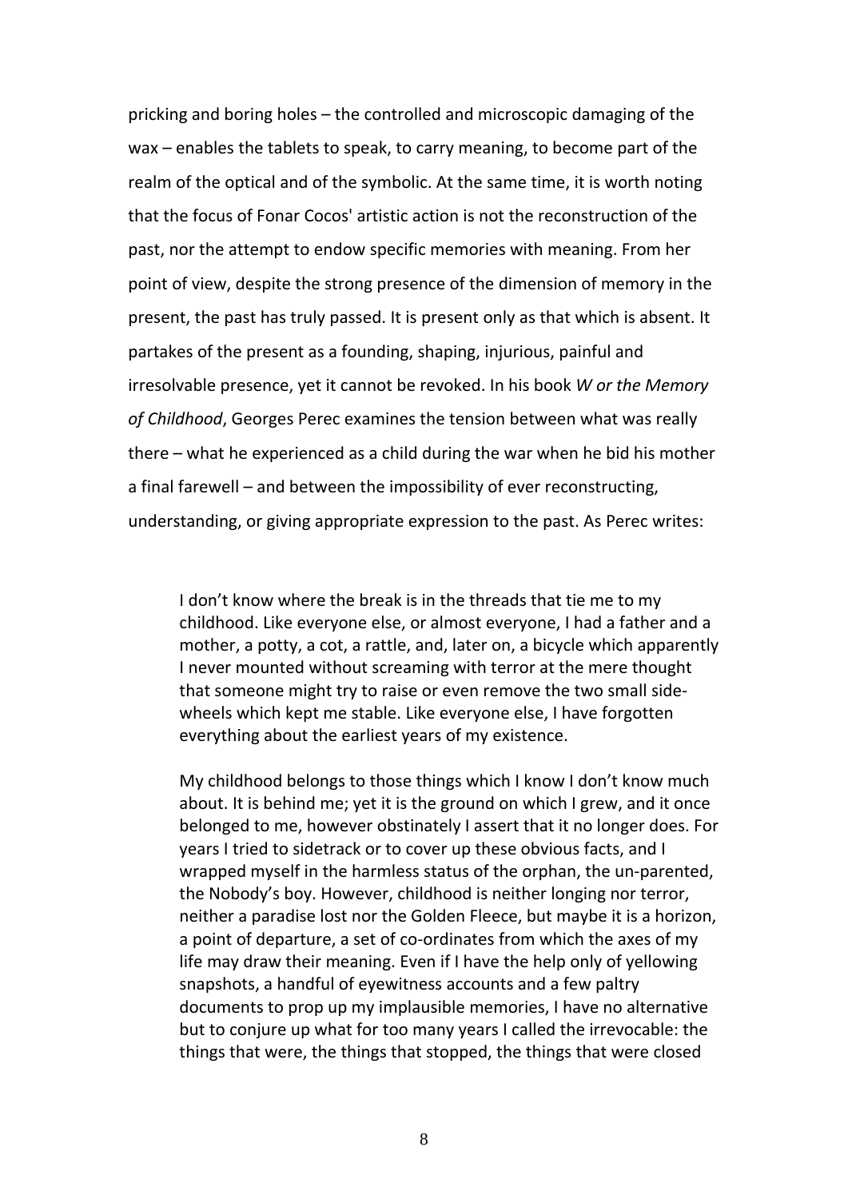pricking and boring holes – the controlled and microscopic damaging of the wax – enables the tablets to speak, to carry meaning, to become part of the realm of the optical and of the symbolic. At the same time, it is worth noting that the focus of Fonar Cocos' artistic action is not the reconstruction of the past, nor the attempt to endow specific memories with meaning. From her point of view, despite the strong presence of the dimension of memory in the present, the past has truly passed. It is present only as that which is absent. It partakes of the present as a founding, shaping, injurious, painful and irresolvable presence, yet it cannot be revoked. In his book *W or the Memory of Childhood*, Georges Perec examines the tension between what was really there – what he experienced as a child during the war when he bid his mother a final farewell – and between the impossibility of ever reconstructing, understanding, or giving appropriate expression to the past. As Perec writes:

> I don't know where the break is in the threads that tie me to my childhood. Like everyone else, or almost everyone, I had a father and a mother, a potty, a cot, a rattle, and, later on, a bicycle which apparently I never mounted without screaming with terror at the mere thought that someone might try to raise or even remove the two small side-wheels which kept me stable. Like everyone else, I have forgotten everything about the earliest years of my existence.
>
> My childhood belongs to those things which I know I don't know much about. It is behind me; yet it is the ground on which I grew, and it once belonged to me, however obstinately I assert that it no longer does. For years I tried to sidetrack or to cover up these obvious facts, and I wrapped myself in the harmless status of the orphan, the un-parented, the Nobody's boy. However, childhood is neither longing nor terror, neither a paradise lost nor the Golden Fleece, but maybe it is a horizon, a point of departure, a set of co-ordinates from which the axes of my life may draw their meaning. Even if I have the help only of yellowing snapshots, a handful of eyewitness accounts and a few paltry documents to prop up my implausible memories, I have no alternative but to conjure up what for too many years I called the irrevocable: the things that were, the things that stopped, the things that were closed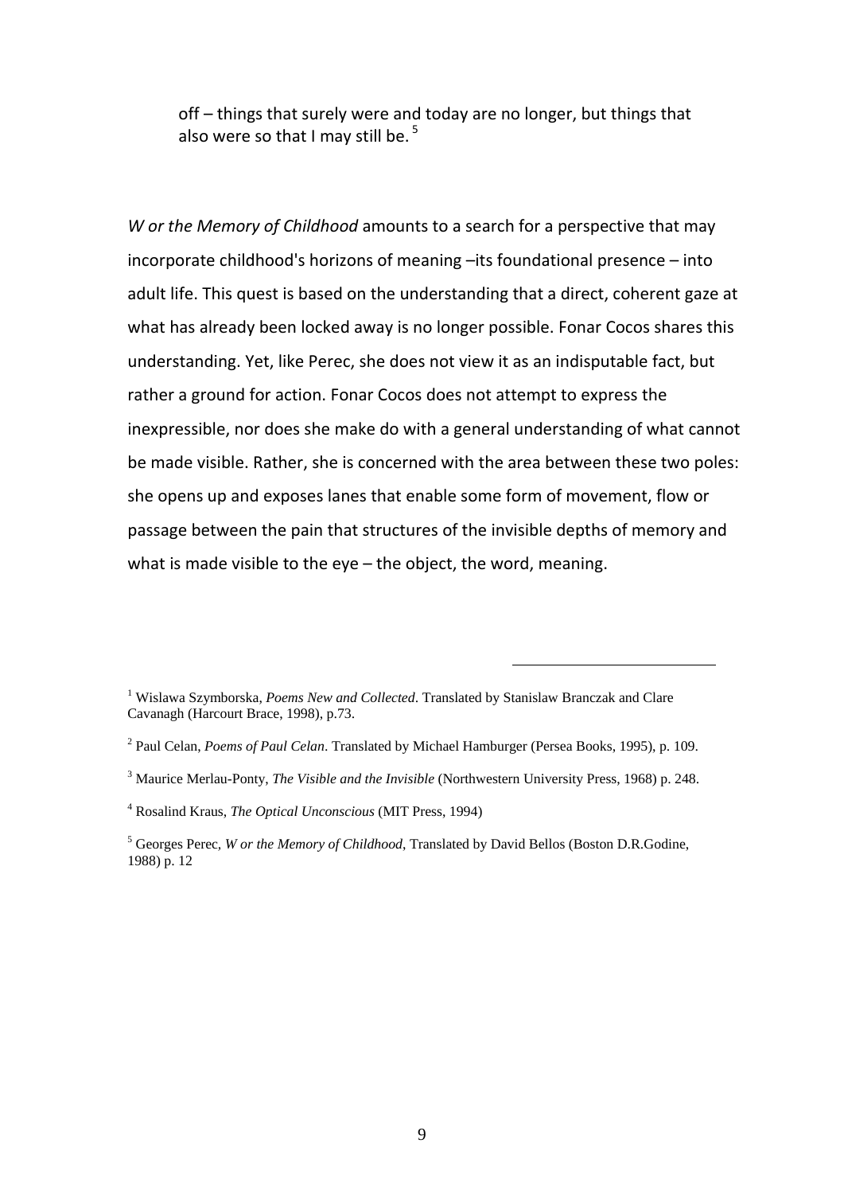> off – things that surely were and today are no longer, but things that also were so that I may still be. [5]

*W or the Memory of Childhood* amounts to a search for a perspective that may incorporate childhood's horizons of meaning –its foundational presence – into adult life. This quest is based on the understanding that a direct, coherent gaze at what has already been locked away is no longer possible. Fonar Cocos shares this understanding. Yet, like Perec, she does not view it as an indisputable fact, but rather a ground for action. Fonar Cocos does not attempt to express the inexpressible, nor does she make do with a general understanding of what cannot be made visible. Rather, she is concerned with the area between these two poles: she opens up and exposes lanes that enable some form of movement, flow or passage between the pain that structures of the invisible depths of memory and what is made visible to the eye – the object, the word, meaning.

---

[1] Wislawa Szymborska, *Poems New and Collected*. Translated by Stanislaw Branczak and Clare Cavanagh (Harcourt Brace, 1998), p.73.

[2] Paul Celan, *Poems of Paul Celan*. Translated by Michael Hamburger (Persea Books, 1995), p. 109.

[3] Maurice Merlau-Ponty, *The Visible and the Invisible* (Northwestern University Press, 1968) p. 248.

[4] Rosalind Kraus, *The Optical Unconscious* (MIT Press, 1994)

[5] Georges Perec, *W or the Memory of Childhood*, Translated by David Bellos (Boston D.R.Godine, 1988) p. 12